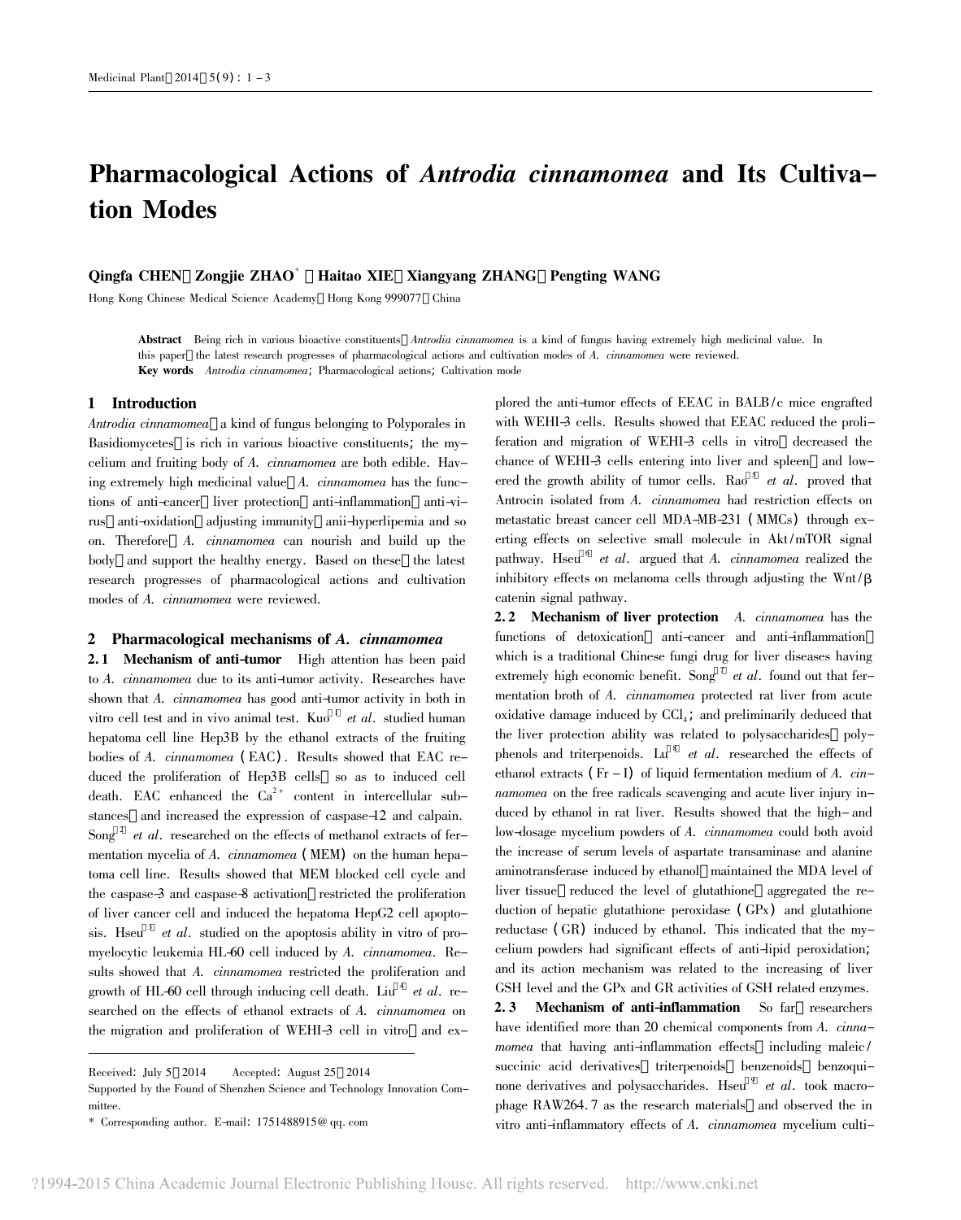# Pharmacological Actions of *Antrodia cinnamomea* and Its Cultivation Modes

**Qingfa CHEN, Zongjie ZHAO***, **Haitao XIE, Xiangyang ZHANG, Pengting WANG**

Hong Kong Chinese Medical Science Academy, Hong Kong 999077, China

**Abstract** Being rich in various bioactive constituents, *Antrodia cinnamomea* is a kind of fungus having extremely high medicinal value. In this paper, the latest research progresses of pharmacological actions and cultivation modes of *A. cinnamomea* were reviewed.

**Key words** *Antrodia cinnamomea*; Pharmacological actions; Cultivation mode

## 1 Introduction

*Antrodia cinnamomea*, a kind of fungus belonging to Polyporales in Basidiomycetes, is rich in various bioactive constituents; the mycelium and fruiting body of *A. cinnamomea* are both edible. Having extremely high medicinal value, *A. cinnamomea* has the functions of anti-cancer, liver protection, anti-inflammation, anti-virus, anti-oxidation, adjusting immunity, anii-hyperlipemia and so on. Therefore, *A. cinnamomea* can nourish and build up the body, and support the healthy energy. Based on these, the latest research progresses of pharmacological actions and cultivation modes of *A. cinnamomea* were reviewed.

## 2 Pharmacological mechanisms of *A. cinnamomea*

**2.1 Mechanism of anti-tumor** High attention has been paid to *A. cinnamomea* due to its anti-tumor activity. Researches have shown that *A. cinnamomea* has good anti-tumor activity in both in vitro cell test and in vivo animal test. Kuo[1] *et al.* studied human hepatoma cell line Hep3B by the ethanol extracts of the fruiting bodies of *A. cinnamomea* (EAC). Results showed that EAC reduced the proliferation of Hep3B cells, so as to induced cell death. EAC enhanced the $Ca^{2+}$ content in intercellular substances, and increased the expression of caspase-12 and calpain. Song[2] *et al.* researched on the effects of methanol extracts of fermentation mycelia of *A. cinnamomea* (MEM) on the human hepatoma cell line. Results showed that MEM blocked cell cycle and the caspase-3 and caspase-8 activation, restricted the proliferation of liver cancer cell and induced the hepatoma HepG2 cell apoptosis. Hseu[3] *et al.* studied on the apoptosis ability in vitro of promyelocytic leukemia HL-60 cell induced by *A. cinnamomea*. Results showed that *A. cinnamomea* restricted the proliferation and growth of HL-60 cell through inducing cell death. Liu[4] *et al.* researched on the effects of ethanol extracts of *A. cinnamomea* on the migration and proliferation of WEHI-3 cell in vitro, and explored the anti-tumor effects of EEAC in BALB/c mice engrafted with WEHI-3 cells. Results showed that EEAC reduced the proliferation and migration of WEHI-3 cells in vitro, decreased the chance of WEHI-3 cells entering into liver and spleen, and lowered the growth ability of tumor cells. Rao[5] *et al.* proved that Antrocin isolated from *A. cinnamomea* had restriction effects on metastatic breast cancer cell MDA-MB-231 (MMCs) through exerting effects on selective small molecule in Akt/mTOR signal pathway. Hseu[6] *et al.* argued that *A. cinnamomea* realized the inhibitory effects on melanoma cells through adjusting the Wnt/β catenin signal pathway.

**2.2 Mechanism of liver protection** *A. cinnamomea* has the functions of detoxication, anti-cancer and anti-inflammation, which is a traditional Chinese fungi drug for liver diseases having extremely high economic benefit. Song[7] *et al.* found out that fermentation broth of *A. cinnamomea* protected rat liver from acute oxidative damage induced by $CCl_4$; and preliminarily deduced that the liver protection ability was related to polysaccharides, polyphenols and triterpenoids. Lu[8] *et al.* researched the effects of ethanol extracts (Fr-I) of liquid fermentation medium of *A. cinnamomea* on the free radicals scavenging and acute liver injury induced by ethanol in rat liver. Results showed that the high- and low-dosage mycelium powders of *A. cinnamomea* could both avoid the increase of serum levels of aspartate transaminase and alanine aminotransferase induced by ethanol, maintained the MDA level of liver tissue, reduced the level of glutathione, aggregated the reduction of hepatic glutathione peroxidase (GPx) and glutathione reductase (GR) induced by ethanol. This indicated that the mycelium powders had significant effects of anti-lipid peroxidation; and its action mechanism was related to the increasing of liver GSH level and the GPx and GR activities of GSH related enzymes.

**2.3 Mechanism of anti-inflammation** So far, researchers have identified more than 20 chemical components from *A. cinnamomea* that having anti-inflammation effects, including maleic/succinic acid derivatives, triterpenoids, benzenoids, benzoquinone derivatives and polysaccharides. Hseu[9] *et al.* took macrophage RAW264.7 as the research materials, and observed the in vitro anti-inflammatory effects of *A. cinnamomea* mycelium culti-

---

Received: July 5, 2014 Accepted: August 25, 2014

Supported by the Found of Shenzhen Science and Technology Innovation Committee.

\* Corresponding author. E-mail: 1751488915@qq.com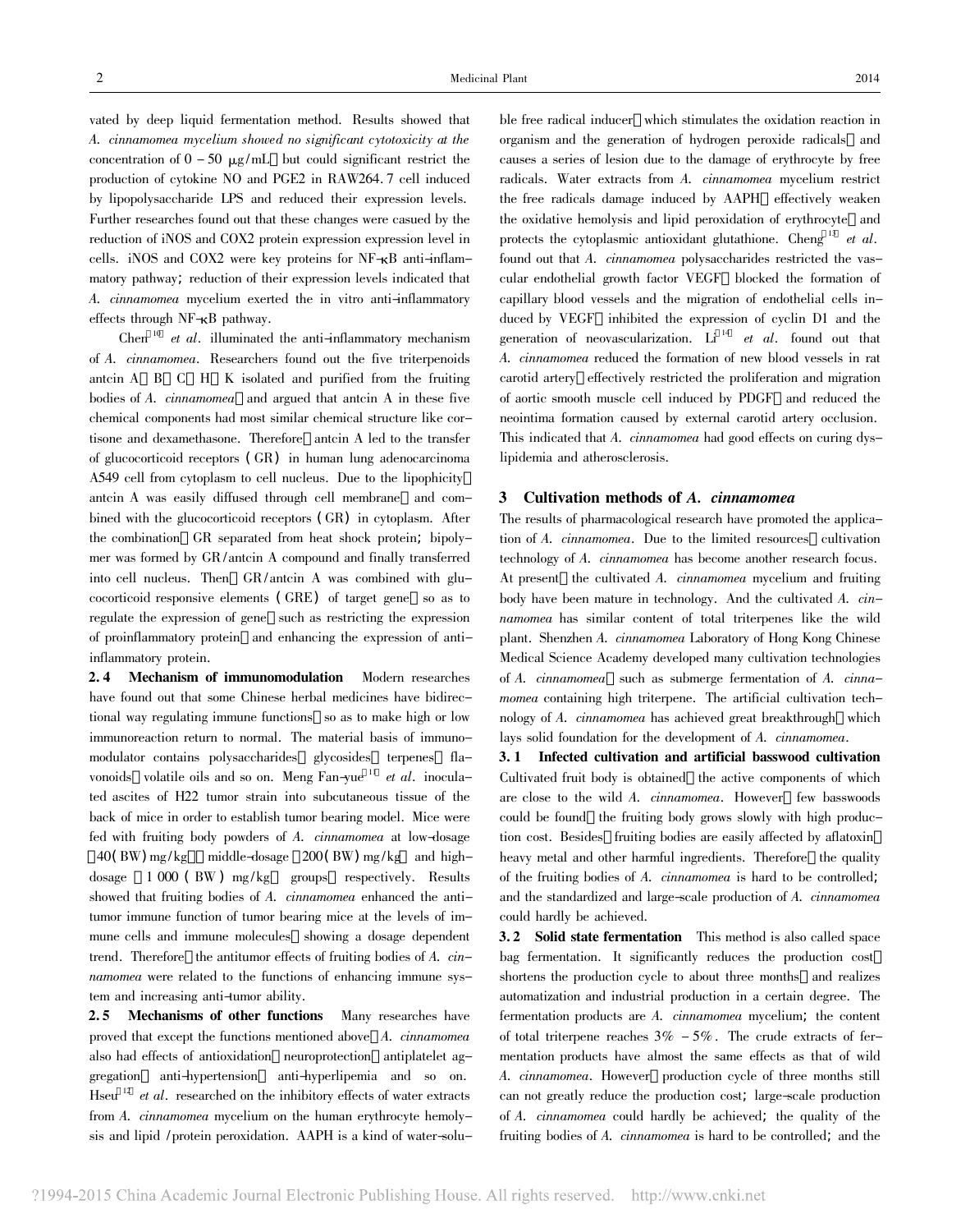vated by deep liquid fermentation method. Results showed that *A. cinnamomea mycelium showed no significant cytotoxicity at the* concentration of 0 – 50 μg/mL but could significant restrict the production of cytokine NO and PGE2 in RAW264.7 cell induced by lipopolysaccharide LPS and reduced their expression levels. Further researches found out that these changes were casued by the reduction of iNOS and COX2 protein expression expression level in cells. iNOS and COX2 were key proteins for NF-κB anti-inflammatory pathway; reduction of their expression levels indicated that *A. cinnamomea* mycelium exerted the in vitro anti-inflammatory effects through NF-κB pathway.

Chen[10] *et al*. illuminated the anti-inflammatory mechanism of *A. cinnamomea*. Researchers found out the five triterpenoids antcin A B C H K isolated and purified from the fruiting bodies of *A. cinnamomea* and argued that antcin A in these five chemical components had most similar chemical structure like cortisone and dexamethasone. Therefore antcin A led to the transfer of glucocorticoid receptors (GR) in human lung adenocarcinoma A549 cell from cytoplasm to cell nucleus. Due to the lipophicity antcin A was easily diffused through cell membrane and combined with the glucocorticoid receptors (GR) in cytoplasm. After the combination GR separated from heat shock protein; bipolymer was formed by GR/antcin A compound and finally transferred into cell nucleus. Then GR/antcin A was combined with glucocorticoid responsive elements (GRE) of target gene so as to regulate the expression of gene such as restricting the expression of proinflammatory protein and enhancing the expression of anti-inflammatory protein.

**2.4 Mechanism of immunomodulation** Modern researches have found out that some Chinese herbal medicines have bidirectional way regulating immune functions so as to make high or low immunoreaction return to normal. The material basis of immunomodulator contains polysaccharides glycosides terpenes flavonoids volatile oils and so on. Meng Fan-yue[11] *et al*. inoculated ascites of H22 tumor strain into subcutaneous tissue of the back of mice in order to establish tumor bearing model. Mice were fed with fruiting body powders of *A. cinnamomea* at low-dosage 40(BW) mg/kg middle-dosage 200(BW) mg/kg and high-dosage 1 000 (BW) mg/kg groups respectively. Results showed that fruiting bodies of *A. cinnamomea* enhanced the anti-tumor immune function of tumor bearing mice at the levels of immune cells and immune molecules showing a dosage dependent trend. Therefore the antitumor effects of fruiting bodies of *A. cinnamomea* were related to the functions of enhancing immune system and increasing anti-tumor ability.

**2.5 Mechanisms of other functions** Many researches have proved that except the functions mentioned above *A. cinnamomea* also had effects of antioxidation neuroprotection antiplatelet aggregation anti-hypertension anti-hyperlipemia and so on. Hseu[12] *et al*. researched on the inhibitory effects of water extracts from *A. cinnamomea* mycelium on the human erythrocyte hemolysis and lipid /protein peroxidation. AAPH is a kind of water-soluble free radical inducer which stimulates the oxidation reaction in organism and the generation of hydrogen peroxide radicals and causes a series of lesion due to the damage of erythrocyte by free radicals. Water extracts from *A. cinnamomea* mycelium restrict the free radicals damage induced by AAPH effectively weaken the oxidative hemolysis and lipid peroxidation of erythrocyte and protects the cytoplasmic antioxidant glutathione. Cheng[13] *et al*. found out that *A. cinnamomea* polysaccharides restricted the vascular endothelial growth factor VEGF blocked the formation of capillary blood vessels and the migration of endothelial cells induced by VEGF inhibited the expression of cyclin D1 and the generation of neovascularization. Li[14] *et al*. found out that *A. cinnamomea* reduced the formation of new blood vessels in rat carotid artery effectively restricted the proliferation and migration of aortic smooth muscle cell induced by PDGF and reduced the neointima formation caused by external carotid artery occlusion. This indicated that *A. cinnamomea* had good effects on curing dyslipidemia and atherosclerosis.

## 3 Cultivation methods of *A. cinnamomea*

The results of pharmacological research have promoted the application of *A. cinnamomea*. Due to the limited resources cultivation technology of *A. cinnamomea* has become another research focus. At present the cultivated *A. cinnamomea* mycelium and fruiting body have been mature in technology. And the cultivated *A. cinnamomea* has similar content of total triterpenes like the wild plant. Shenzhen *A. cinnamomea* Laboratory of Hong Kong Chinese Medical Science Academy developed many cultivation technologies of *A. cinnamomea* such as submerge fermentation of *A. cinnamomea* containing high triterpene. The artificial cultivation technology of *A. cinnamomea* has achieved great breakthrough which lays solid foundation for the development of *A. cinnamomea*.

**3.1 Infected cultivation and artificial basswood cultivation** Cultivated fruit body is obtained the active components of which are close to the wild *A. cinnamomea*. However few basswoods could be found the fruiting body grows slowly with high production cost. Besides fruiting bodies are easily affected by aflatoxin heavy metal and other harmful ingredients. Therefore the quality of the fruiting bodies of *A. cinnamomea* is hard to be controlled; and the standardized and large-scale production of *A. cinnamomea* could hardly be achieved.

**3.2 Solid state fermentation** This method is also called space bag fermentation. It significantly reduces the production cost shortens the production cycle to about three months and realizes automatization and industrial production in a certain degree. The fermentation products are *A. cinnamomea* mycelium; the content of total triterpene reaches 3% – 5%. The crude extracts of fermentation products have almost the same effects as that of wild *A. cinnamomea*. However production cycle of three months still can not greatly reduce the production cost; large-scale production of *A. cinnamomea* could hardly be achieved; the quality of the fruiting bodies of *A. cinnamomea* is hard to be controlled; and the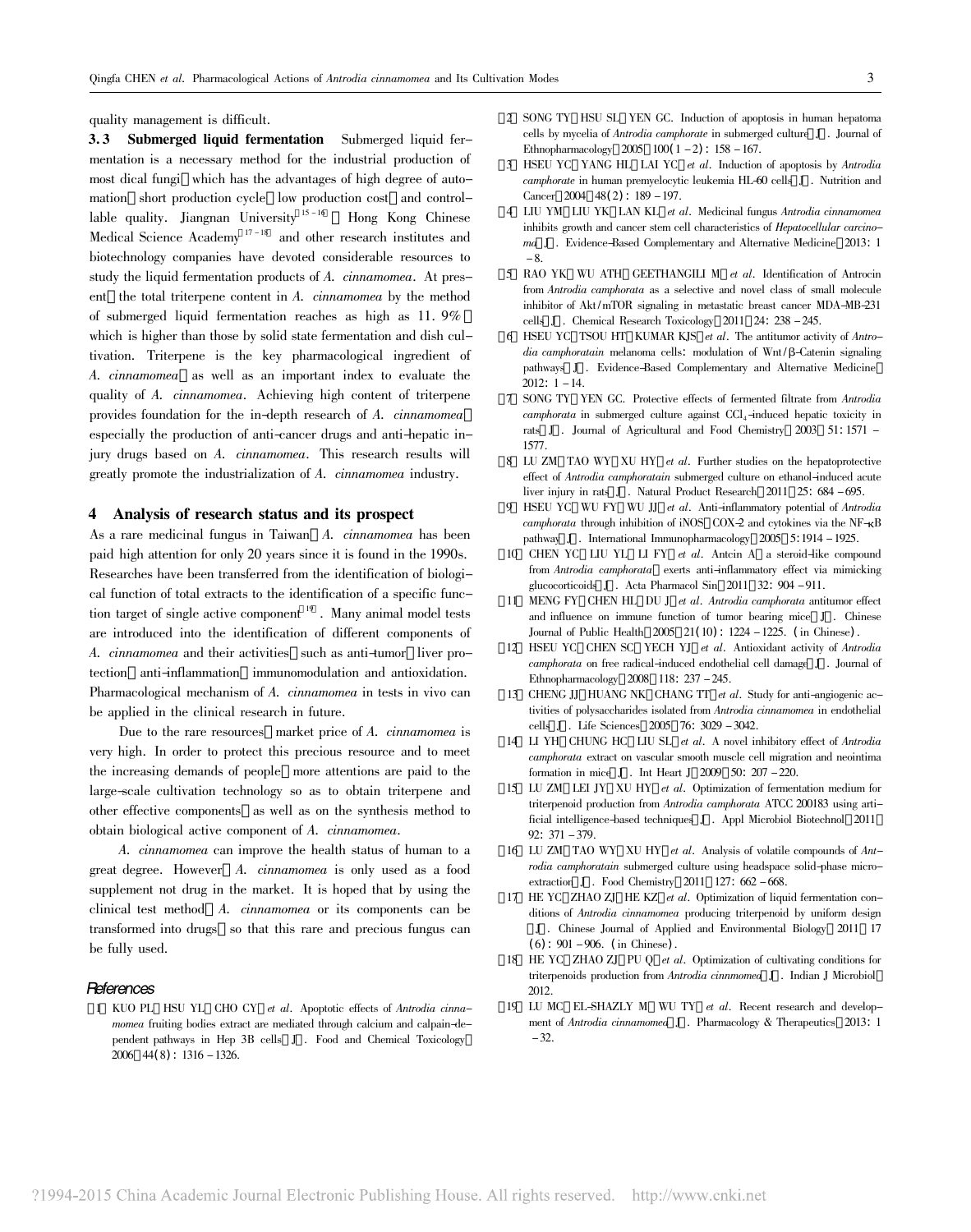quality management is difficult.

**3.3 Submerged liquid fermentation** Submerged liquid fermentation is a necessary method for the industrial production of most dical fungi, which has the advantages of high degree of automation, short production cycle, low production cost, and controllable quality. Jiangnan University[15-16], Hong Kong Chinese Medical Science Academy[17-18] and other research institutes and biotechnology companies have devoted considerable resources to study the liquid fermentation products of *A. cinnamomea*. At present, the total triterpene content in *A. cinnamomea* by the method of submerged liquid fermentation reaches as high as 11.9%, which is higher than those by solid state fermentation and dish cultivation. Triterpene is the key pharmacological ingredient of *A. cinnamomea*, as well as an important index to evaluate the quality of *A. cinnamomea*. Achieving high content of triterpene provides foundation for the in-depth research of *A. cinnamomea*, especially the production of anti-cancer drugs and anti-hepatic injury drugs based on *A. cinnamomea*. This research results will greatly promote the industrialization of *A. cinnamomea* industry.

## 4 Analysis of research status and its prospect

As a rare medicinal fungus in Taiwan, *A. cinnamomea* has been paid high attention for only 20 years since it is found in the 1990s. Researches have been transferred from the identification of biological function of total extracts to the identification of a specific function target of single active component[19]. Many animal model tests are introduced into the identification of different components of *A. cinnamomea* and their activities, such as anti-tumor, liver protection, anti-inflammation, immunomodulation and antioxidation. Pharmacological mechanism of *A. cinnamomea* in tests in vivo can be applied in the clinical research in future.

Due to the rare resources, market price of *A. cinnamomea* is very high. In order to protect this precious resource and to meet the increasing demands of people, more attentions are paid to the large-scale cultivation technology so as to obtain triterpene and other effective components, as well as on the synthesis method to obtain biological active component of *A. cinnamomea*.

*A. cinnamomea* can improve the health status of human to a great degree. However, *A. cinnamomea* is only used as a food supplement not drug in the market. It is hoped that by using the clinical test method, *A. cinnamomea* or its components can be transformed into drugs, so that this rare and precious fungus can be fully used.

## References

[1] KUO PL, HSU YL, CHO CY, *et al*. Apoptotic effects of *Antrodia cinnamomea* fruiting bodies extract are mediated through calcium and calpain-dependent pathways in Hep 3B cells[J]. Food and Chemical Toxicology, 2006, 44(8): 1316-1326.

[2] SONG TY, HSU SL, YEN GC. Induction of apoptosis in human hepatoma cells by mycelia of *Antrodia camphorate* in submerged culture[J]. Journal of Ethnopharmacology, 2005, 100(1-2): 158-167.

[3] HSEU YC, YANG HL, LAI YC, *et al*. Induction of apoptosis by *Antrodia camphorate* in human premyelocytic leukemia HL-60 cells[J]. Nutrition and Cancer, 2004, 48(2): 189-197.

[4] LIU YM, LIU YK, LAN KL, *et al*. Medicinal fungus *Antrodia cinnamomea* inhibits growth and cancer stem cell characteristics of *Hepatocellular carcinoma*[J]. Evidence-Based Complementary and Alternative Medicine, 2013: 1-8.

[5] RAO YK, WU ATH, GEETHANGILI M, *et al*. Identification of Antrocin from *Antrodia camphorata* as a selective and novel class of small molecule inhibitor of Akt/mTOR signaling in metastatic breast cancer MDA-MB-231 cells[J]. Chemical Research Toxicology, 2011, 24: 238-245.

[6] HSEU YC, TSOU HT, KUMAR KJS, *et al*. The antitumor activity of *Antrodia camphoratain* melanoma cells: modulation of Wnt/β-Catenin signaling pathways[J]. Evidence-Based Complementary and Alternative Medicine, 2012: 1-14.

[7] SONG TY, YEN GC. Protective effects of fermented filtrate from *Antrodia camphorata* in submerged culture against $CCl_4$-induced hepatic toxicity in rats[J]. Journal of Agricultural and Food Chemistry, 2003, 51: 1571-1577.

[8] LU ZM, TAO WY, XU HY, *et al*. Further studies on the hepatoprotective effect of *Antrodia camphoratain* submerged culture on ethanol-induced acute liver injury in rats[J]. Natural Product Research, 2011, 25: 684-695.

[9] HSEU YC, WU FY, WU JJ, *et al*. Anti-inflammatory potential of *Antrodia camphorata* through inhibition of iNOS, COX-2 and cytokines via the NF-κB pathway[J]. International Immunopharmacology, 2005, 5: 1914-1925.

[10] CHEN YC, LIU YL, LI FY, *et al*. Antcin A, a steroid-like compound from *Antrodia camphorata*, exerts anti-inflammatory effect via mimicking glucocorticoids[J]. Acta Pharmacol Sin, 2011, 32: 904-911.

[11] MENG FY, CHEN HL, DU J, *et al*. *Antrodia camphorata* antitumor effect and influence on immune function of tumor bearing mice[J]. Chinese Journal of Public Health, 2005, 21(10): 1224-1225. (in Chinese).

[12] HSEU YC, CHEN SC, YECH YJ, *et al*. Antioxidant activity of *Antrodia camphorata* on free radical-induced endothelial cell damage[J]. Journal of Ethnopharmacology, 2008, 118: 237-245.

[13] CHENG JJ, HUANG NK, CHANG TT, *et al*. Study for anti-angiogenic activities of polysaccharides isolated from *Antrodia cinnamomea* in endothelial cells[J]. Life Sciences, 2005, 76: 3029-3042.

[14] LI YH, CHUNG HC, LIU SL, *et al*. A novel inhibitory effect of *Antrodia camphorata* extract on vascular smooth muscle cell migration and neointima formation in mice[J]. Int Heart J, 2009, 50: 207-220.

[15] LU ZM, LEI JY, XU HY, *et al*. Optimization of fermentation medium for triterpenoid production from *Antrodia camphorata* ATCC 200183 using artificial intelligence-based techniques[J]. Appl Microbiol Biotechnol, 2011, 92: 371-379.

[16] LU ZM, TAO WY, XU HY, *et al*. Analysis of volatile compounds of *Antrodia camphoratain* submerged culture using headspace solid-phase microextraction[J]. Food Chemistry, 2011, 127: 662-668.

[17] HE YC, ZHAO ZJ, HE KZ, *et al*. Optimization of liquid fermentation conditions of *Antrodia cinnamomea* producing triterpenoid by uniform design[J]. Chinese Journal of Applied and Environmental Biology, 2011, 17(6): 901-906. (in Chinese).

[18] HE YC, ZHAO ZJ, PU Q, *et al*. Optimization of cultivating conditions for triterpenoids production from *Antrodia cinnmomea*[J]. Indian J Microbiol, 2012.

[19] LU MC, EL-SHAZLY M, WU TY, *et al*. Recent research and development of *Antrodia cinnamomea*[J]. Pharmacology & Therapeutics, 2013: 1-32.